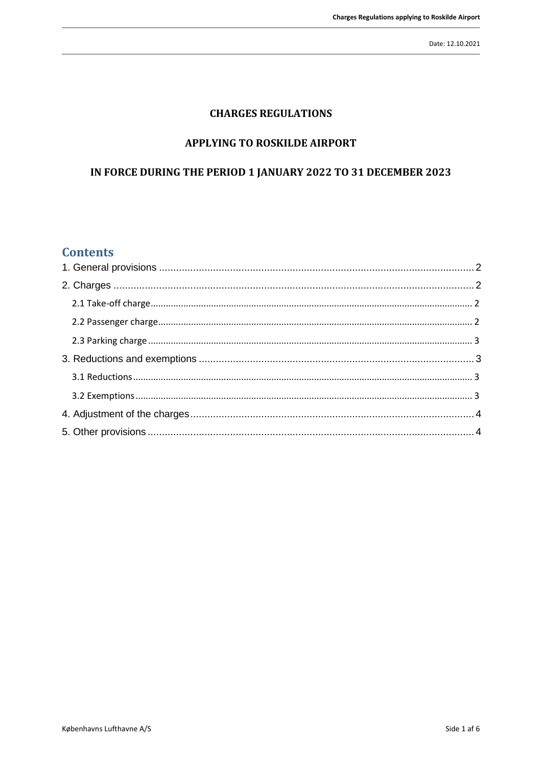Date: 12.10.2021

# CHARGES REGULATIONS

# APPLYING TO ROSKILDE AIRPORT

# IN FORCE DURING THE PERIOD 1 JANUARY 2022 TO 31 DECEMBER 2023

## Contents

1. General provisions ........ 2
2. Charges ........ 2
   - 2.1 Take-off charge ........ 2
   - 2.2 Passenger charge ........ 2
   - 2.3 Parking charge ........ 3
3. Reductions and exemptions ........ 3
   - 3.1 Reductions ........ 3
   - 3.2 Exemptions ........ 3
4. Adjustment of the charges ........ 4
5. Other provisions ........ 4

Københavns Lufthavne A/S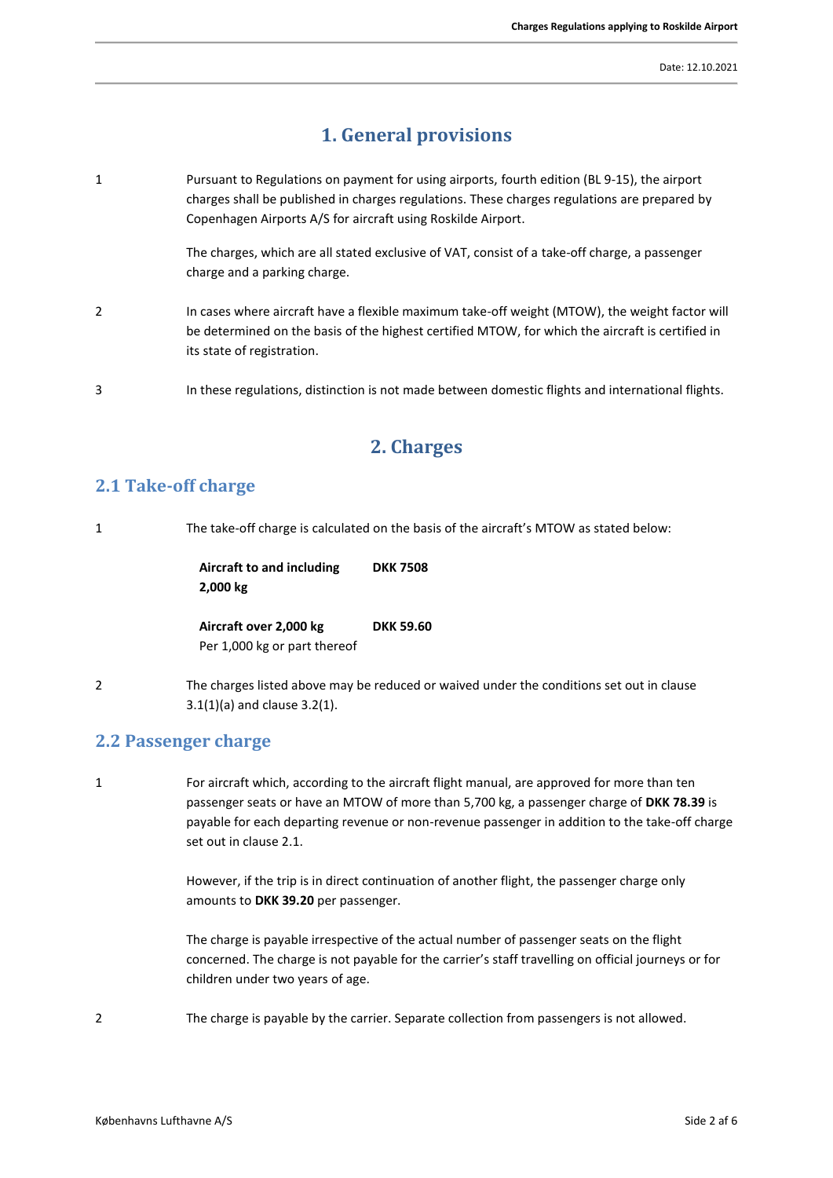# 1. General provisions

1 Pursuant to Regulations on payment for using airports, fourth edition (BL 9-15), the airport charges shall be published in charges regulations. These charges regulations are prepared by Copenhagen Airports A/S for aircraft using Roskilde Airport.

The charges, which are all stated exclusive of VAT, consist of a take-off charge, a passenger charge and a parking charge.

2 In cases where aircraft have a flexible maximum take-off weight (MTOW), the weight factor will be determined on the basis of the highest certified MTOW, for which the aircraft is certified in its state of registration.

3 In these regulations, distinction is not made between domestic flights and international flights.

# 2. Charges

## 2.1 Take-off charge

1 The take-off charge is calculated on the basis of the aircraft's MTOW as stated below:

| | |
|---|---|
| **Aircraft to and including 2,000 kg** | **DKK 7508** |
| **Aircraft over 2,000 kg** Per 1,000 kg or part thereof | **DKK 59.60** |

2 The charges listed above may be reduced or waived under the conditions set out in clause 3.1(1)(a) and clause 3.2(1).

## 2.2 Passenger charge

1 For aircraft which, according to the aircraft flight manual, are approved for more than ten passenger seats or have an MTOW of more than 5,700 kg, a passenger charge of **DKK 78.39** is payable for each departing revenue or non-revenue passenger in addition to the take-off charge set out in clause 2.1.

However, if the trip is in direct continuation of another flight, the passenger charge only amounts to **DKK 39.20** per passenger.

The charge is payable irrespective of the actual number of passenger seats on the flight concerned. The charge is not payable for the carrier's staff travelling on official journeys or for children under two years of age.

2 The charge is payable by the carrier. Separate collection from passengers is not allowed.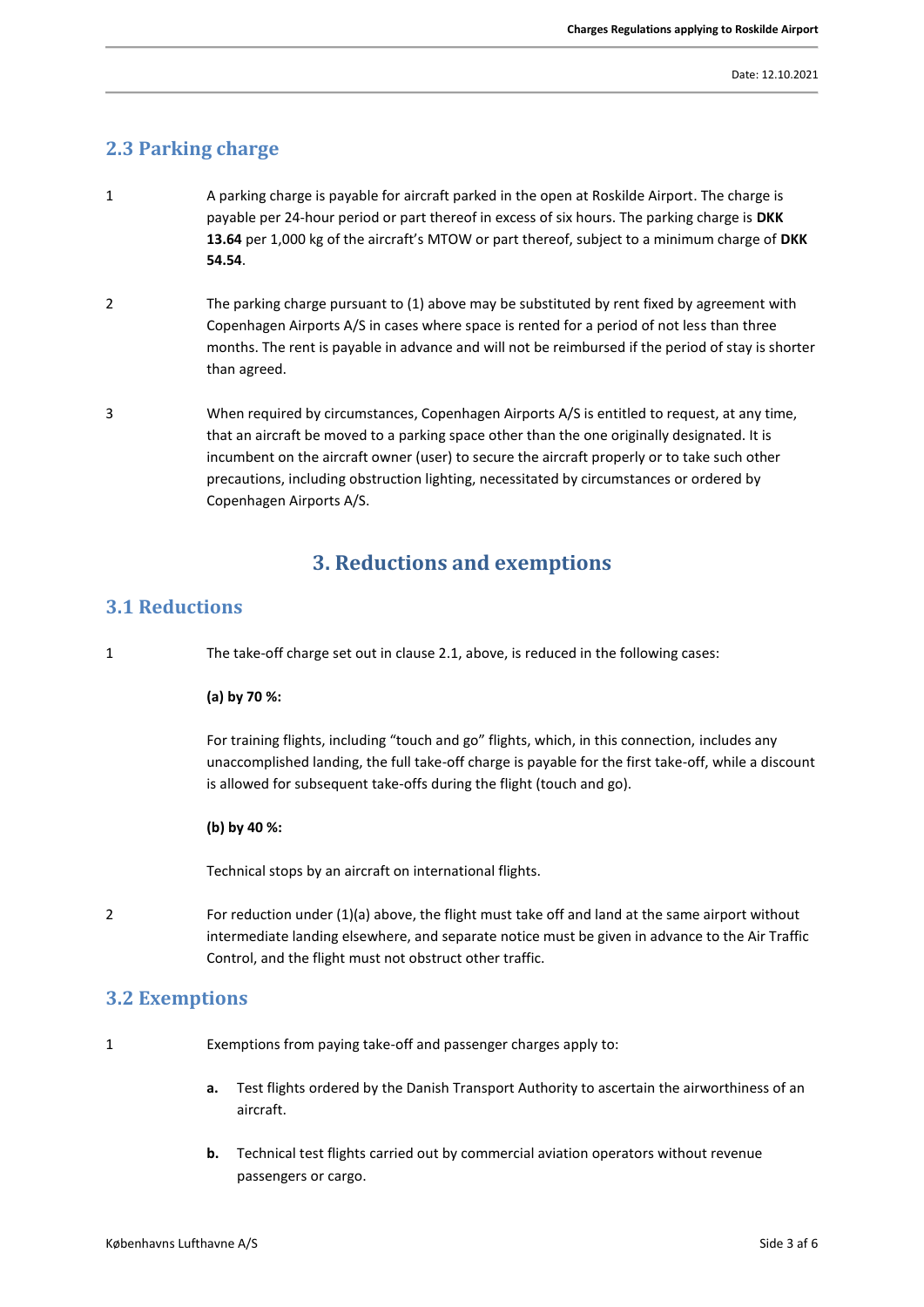## 2.3 Parking charge

1 A parking charge is payable for aircraft parked in the open at Roskilde Airport. The charge is payable per 24-hour period or part thereof in excess of six hours. The parking charge is **DKK 13.64** per 1,000 kg of the aircraft's MTOW or part thereof, subject to a minimum charge of **DKK 54.54**.

2 The parking charge pursuant to (1) above may be substituted by rent fixed by agreement with Copenhagen Airports A/S in cases where space is rented for a period of not less than three months. The rent is payable in advance and will not be reimbursed if the period of stay is shorter than agreed.

3 When required by circumstances, Copenhagen Airports A/S is entitled to request, at any time, that an aircraft be moved to a parking space other than the one originally designated. It is incumbent on the aircraft owner (user) to secure the aircraft properly or to take such other precautions, including obstruction lighting, necessitated by circumstances or ordered by Copenhagen Airports A/S.

# 3. Reductions and exemptions

## 3.1 Reductions

1 The take-off charge set out in clause 2.1, above, is reduced in the following cases:

**(a) by 70 %:**

For training flights, including "touch and go" flights, which, in this connection, includes any unaccomplished landing, the full take-off charge is payable for the first take-off, while a discount is allowed for subsequent take-offs during the flight (touch and go).

**(b) by 40 %:**

Technical stops by an aircraft on international flights.

2 For reduction under (1)(a) above, the flight must take off and land at the same airport without intermediate landing elsewhere, and separate notice must be given in advance to the Air Traffic Control, and the flight must not obstruct other traffic.

## 3.2 Exemptions

1 Exemptions from paying take-off and passenger charges apply to:

**a.** Test flights ordered by the Danish Transport Authority to ascertain the airworthiness of an aircraft.

**b.** Technical test flights carried out by commercial aviation operators without revenue passengers or cargo.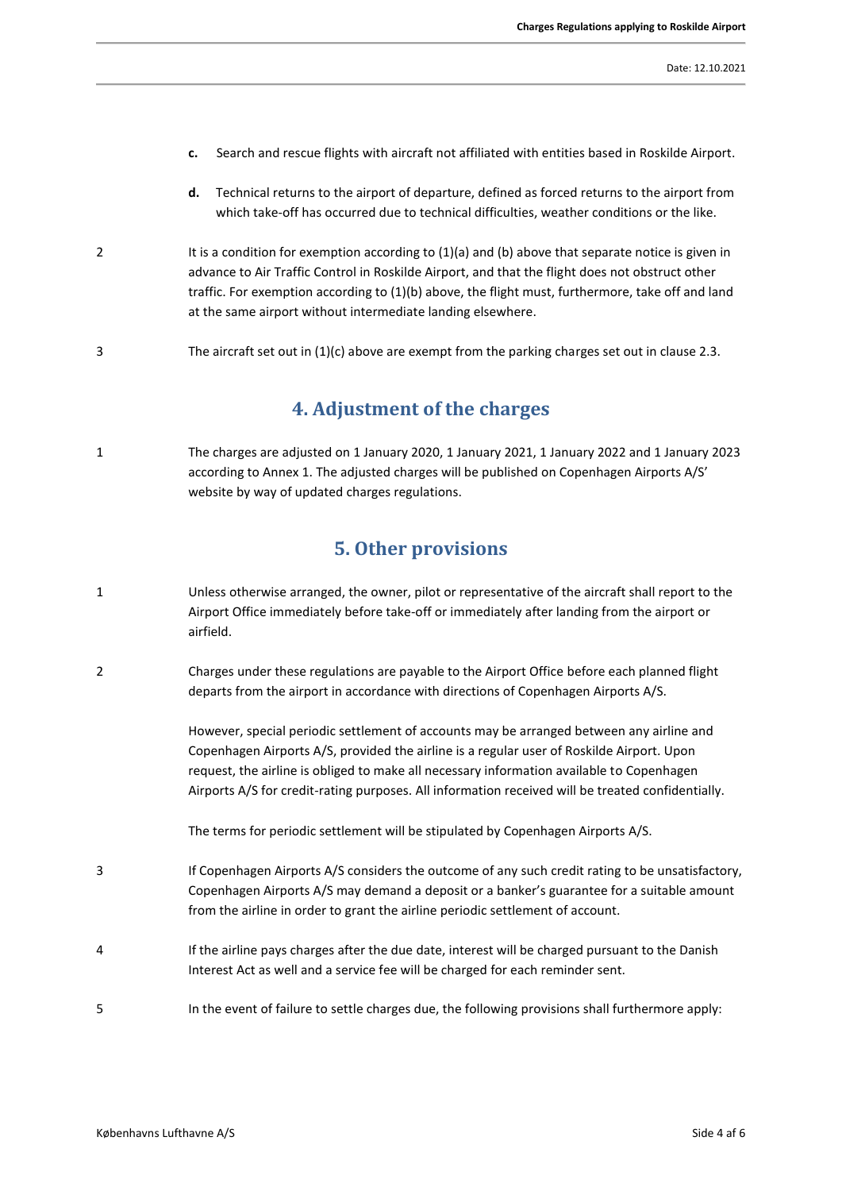**c.** Search and rescue flights with aircraft not affiliated with entities based in Roskilde Airport.

**d.** Technical returns to the airport of departure, defined as forced returns to the airport from which take-off has occurred due to technical difficulties, weather conditions or the like.

2 It is a condition for exemption according to (1)(a) and (b) above that separate notice is given in advance to Air Traffic Control in Roskilde Airport, and that the flight does not obstruct other traffic. For exemption according to (1)(b) above, the flight must, furthermore, take off and land at the same airport without intermediate landing elsewhere.

3 The aircraft set out in (1)(c) above are exempt from the parking charges set out in clause 2.3.

## 4. Adjustment of the charges

1 The charges are adjusted on 1 January 2020, 1 January 2021, 1 January 2022 and 1 January 2023 according to Annex 1. The adjusted charges will be published on Copenhagen Airports A/S' website by way of updated charges regulations.

## 5. Other provisions

1 Unless otherwise arranged, the owner, pilot or representative of the aircraft shall report to the Airport Office immediately before take-off or immediately after landing from the airport or airfield.

2 Charges under these regulations are payable to the Airport Office before each planned flight departs from the airport in accordance with directions of Copenhagen Airports A/S.

However, special periodic settlement of accounts may be arranged between any airline and Copenhagen Airports A/S, provided the airline is a regular user of Roskilde Airport. Upon request, the airline is obliged to make all necessary information available to Copenhagen Airports A/S for credit-rating purposes. All information received will be treated confidentially.

The terms for periodic settlement will be stipulated by Copenhagen Airports A/S.

3 If Copenhagen Airports A/S considers the outcome of any such credit rating to be unsatisfactory, Copenhagen Airports A/S may demand a deposit or a banker's guarantee for a suitable amount from the airline in order to grant the airline periodic settlement of account.

4 If the airline pays charges after the due date, interest will be charged pursuant to the Danish Interest Act as well and a service fee will be charged for each reminder sent.

5 In the event of failure to settle charges due, the following provisions shall furthermore apply: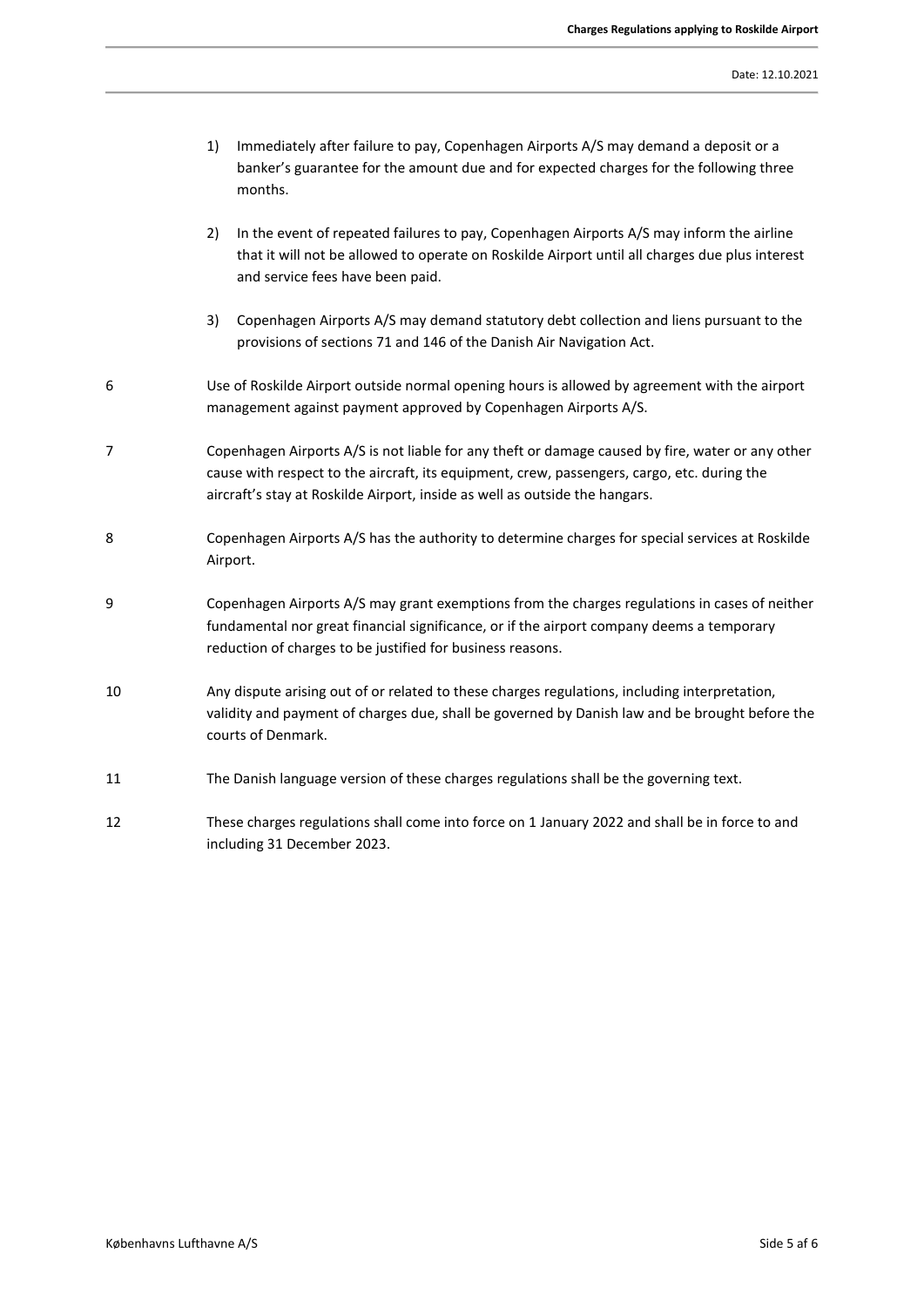1) Immediately after failure to pay, Copenhagen Airports A/S may demand a deposit or a banker's guarantee for the amount due and for expected charges for the following three months.

2) In the event of repeated failures to pay, Copenhagen Airports A/S may inform the airline that it will not be allowed to operate on Roskilde Airport until all charges due plus interest and service fees have been paid.

3) Copenhagen Airports A/S may demand statutory debt collection and liens pursuant to the provisions of sections 71 and 146 of the Danish Air Navigation Act.

6 Use of Roskilde Airport outside normal opening hours is allowed by agreement with the airport management against payment approved by Copenhagen Airports A/S.

7 Copenhagen Airports A/S is not liable for any theft or damage caused by fire, water or any other cause with respect to the aircraft, its equipment, crew, passengers, cargo, etc. during the aircraft's stay at Roskilde Airport, inside as well as outside the hangars.

8 Copenhagen Airports A/S has the authority to determine charges for special services at Roskilde Airport.

9 Copenhagen Airports A/S may grant exemptions from the charges regulations in cases of neither fundamental nor great financial significance, or if the airport company deems a temporary reduction of charges to be justified for business reasons.

10 Any dispute arising out of or related to these charges regulations, including interpretation, validity and payment of charges due, shall be governed by Danish law and be brought before the courts of Denmark.

11 The Danish language version of these charges regulations shall be the governing text.

12 These charges regulations shall come into force on 1 January 2022 and shall be in force to and including 31 December 2023.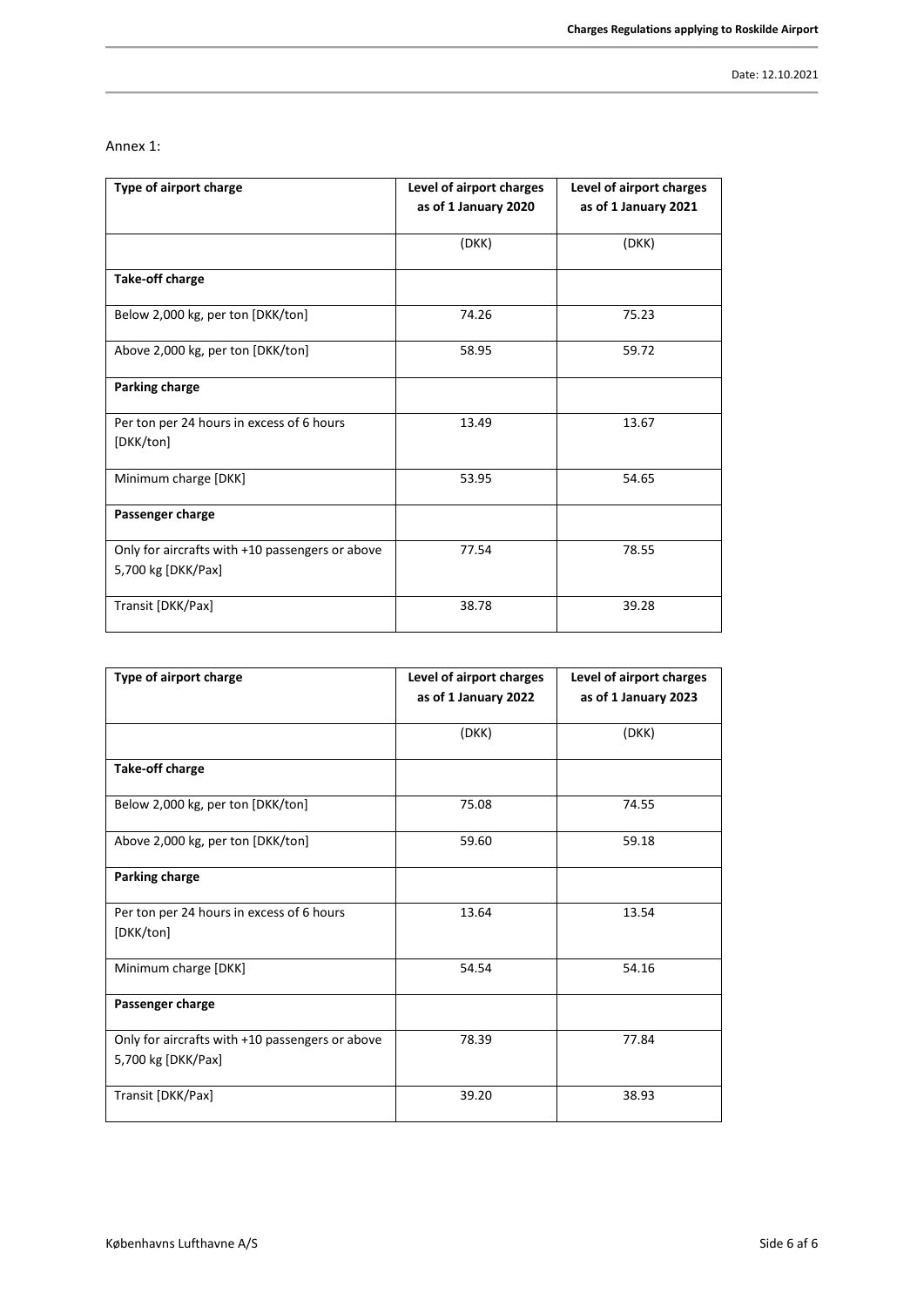Annex 1:

| Type of airport charge | Level of airport charges as of 1 January 2020 | Level of airport charges as of 1 January 2021 |
|---|---|---|
| | (DKK) | (DKK) |
| **Take-off charge** | | |
| Below 2,000 kg, per ton [DKK/ton] | 74.26 | 75.23 |
| Above 2,000 kg, per ton [DKK/ton] | 58.95 | 59.72 |
| **Parking charge** | | |
| Per ton per 24 hours in excess of 6 hours [DKK/ton] | 13.49 | 13.67 |
| Minimum charge [DKK] | 53.95 | 54.65 |
| **Passenger charge** | | |
| Only for aircrafts with +10 passengers or above 5,700 kg [DKK/Pax] | 77.54 | 78.55 |
| Transit [DKK/Pax] | 38.78 | 39.28 |

| Type of airport charge | Level of airport charges as of 1 January 2022 | Level of airport charges as of 1 January 2023 |
|---|---|---|
| | (DKK) | (DKK) |
| **Take-off charge** | | |
| Below 2,000 kg, per ton [DKK/ton] | 75.08 | 74.55 |
| Above 2,000 kg, per ton [DKK/ton] | 59.60 | 59.18 |
| **Parking charge** | | |
| Per ton per 24 hours in excess of 6 hours [DKK/ton] | 13.64 | 13.54 |
| Minimum charge [DKK] | 54.54 | 54.16 |
| **Passenger charge** | | |
| Only for aircrafts with +10 passengers or above 5,700 kg [DKK/Pax] | 78.39 | 77.84 |
| Transit [DKK/Pax] | 39.20 | 38.93 |